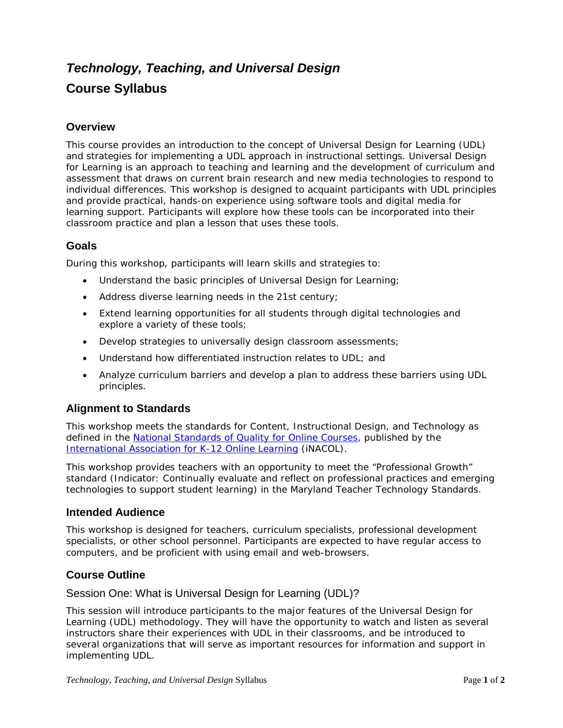# *Technology, Teaching, and Universal Design*

# Course Syllabus

## Overview

This course provides an introduction to the concept of Universal Design for Learning (UDL) and strategies for implementing a UDL approach in instructional settings. Universal Design for Learning is an approach to teaching and learning and the development of curriculum and assessment that draws on current brain research and new media technologies to respond to individual differences. This workshop is designed to acquaint participants with UDL principles and provide practical, hands-on experience using software tools and digital media for learning support. Participants will explore how these tools can be incorporated into their classroom practice and plan a lesson that uses these tools.

## Goals

During this workshop, participants will learn skills and strategies to:

- Understand the basic principles of Universal Design for Learning;
- Address diverse learning needs in the 21st century;
- Extend learning opportunities for all students through digital technologies and explore a variety of these tools;
- Develop strategies to universally design classroom assessments;
- Understand how differentiated instruction relates to UDL; and
- Analyze curriculum barriers and develop a plan to address these barriers using UDL principles.

## Alignment to Standards

This workshop meets the standards for Content, Instructional Design, and Technology as defined in the National Standards of Quality for Online Courses, published by the International Association for K-12 Online Learning (iNACOL).

This workshop provides teachers with an opportunity to meet the "Professional Growth" standard (Indicator: Continually evaluate and reflect on professional practices and emerging technologies to support student learning) in the Maryland Teacher Technology Standards.

## Intended Audience

This workshop is designed for teachers, curriculum specialists, professional development specialists, or other school personnel. Participants are expected to have regular access to computers, and be proficient with using email and web-browsers.

## Course Outline

### Session One: What is Universal Design for Learning (UDL)?

This session will introduce participants to the major features of the Universal Design for Learning (UDL) methodology. They will have the opportunity to watch and listen as several instructors share their experiences with UDL in their classrooms, and be introduced to several organizations that will serve as important resources for information and support in implementing UDL.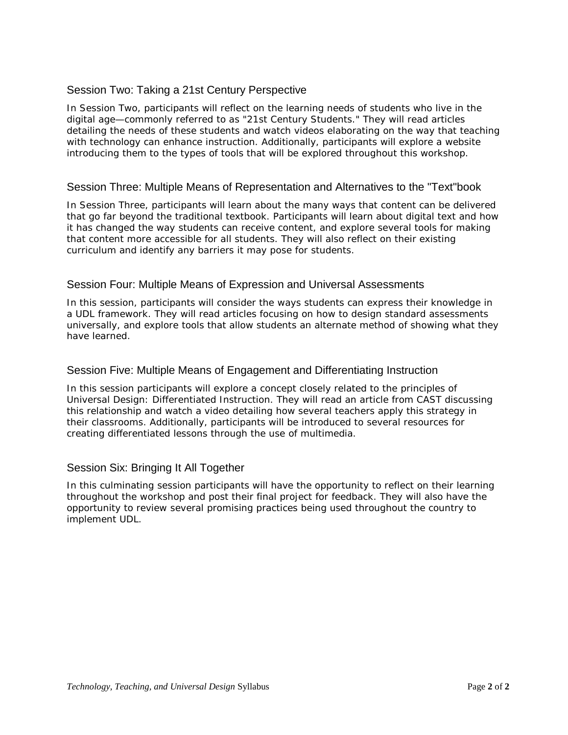## Session Two: Taking a 21st Century Perspective

In Session Two, participants will reflect on the learning needs of students who live in the digital age—commonly referred to as "21st Century Students." They will read articles detailing the needs of these students and watch videos elaborating on the way that teaching with technology can enhance instruction. Additionally, participants will explore a website introducing them to the types of tools that will be explored throughout this workshop.

## Session Three: Multiple Means of Representation and Alternatives to the "Text"book

In Session Three, participants will learn about the many ways that content can be delivered that go far beyond the traditional textbook. Participants will learn about digital text and how it has changed the way students can receive content, and explore several tools for making that content more accessible for all students. They will also reflect on their existing curriculum and identify any barriers it may pose for students.

## Session Four: Multiple Means of Expression and Universal Assessments

In this session, participants will consider the ways students can express their knowledge in a UDL framework. They will read articles focusing on how to design standard assessments universally, and explore tools that allow students an alternate method of showing what they have learned.

## Session Five: Multiple Means of Engagement and Differentiating Instruction

In this session participants will explore a concept closely related to the principles of Universal Design: Differentiated Instruction. They will read an article from CAST discussing this relationship and watch a video detailing how several teachers apply this strategy in their classrooms. Additionally, participants will be introduced to several resources for creating differentiated lessons through the use of multimedia.

## Session Six: Bringing It All Together

In this culminating session participants will have the opportunity to reflect on their learning throughout the workshop and post their final project for feedback. They will also have the opportunity to review several promising practices being used throughout the country to implement UDL.